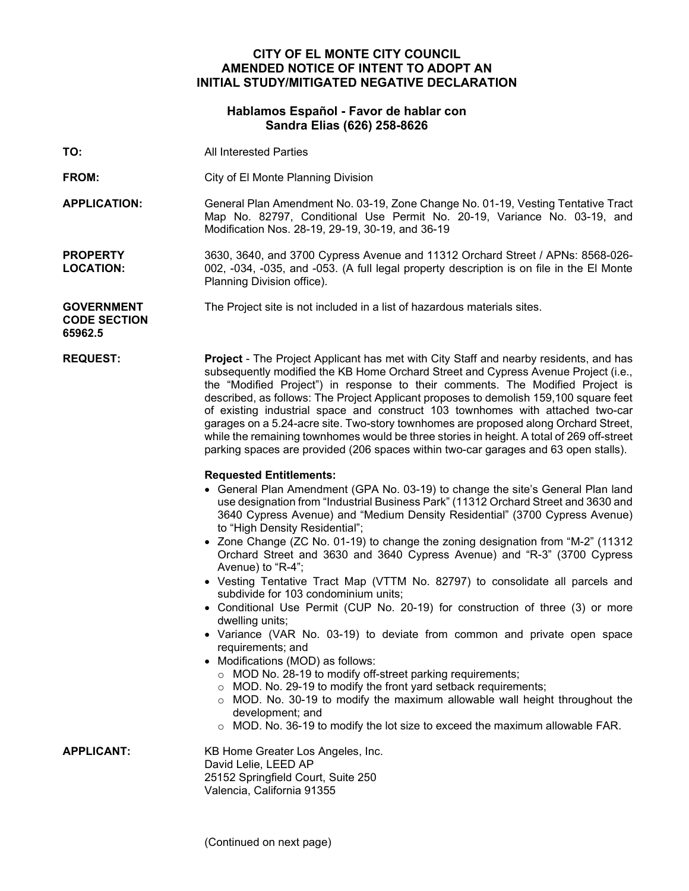# CITY OF EL MONTE CITY COUNCIL
# AMENDED NOTICE OF INTENT TO ADOPT AN INITIAL STUDY/MITIGATED NEGATIVE DECLARATION

### Hablamos Español - Favor de hablar con Sandra Elias (626) 258-8626

**TO:** All Interested Parties

**FROM:** City of El Monte Planning Division

**APPLICATION:** General Plan Amendment No. 03-19, Zone Change No. 01-19, Vesting Tentative Tract Map No. 82797, Conditional Use Permit No. 20-19, Variance No. 03-19, and Modification Nos. 28-19, 29-19, 30-19, and 36-19

**PROPERTY LOCATION:** 3630, 3640, and 3700 Cypress Avenue and 11312 Orchard Street / APNs: 8568-026-002, -034, -035, and -053. (A full legal property description is on file in the El Monte Planning Division office).

**GOVERNMENT CODE SECTION 65962.5** The Project site is not included in a list of hazardous materials sites.

**REQUEST:** **Project** - The Project Applicant has met with City Staff and nearby residents, and has subsequently modified the KB Home Orchard Street and Cypress Avenue Project (i.e., the "Modified Project") in response to their comments. The Modified Project is described, as follows: The Project Applicant proposes to demolish 159,100 square feet of existing industrial space and construct 103 townhomes with attached two-car garages on a 5.24-acre site. Two-story townhomes are proposed along Orchard Street, while the remaining townhomes would be three stories in height. A total of 269 off-street parking spaces are provided (206 spaces within two-car garages and 63 open stalls).

**Requested Entitlements:**

- General Plan Amendment (GPA No. 03-19) to change the site's General Plan land use designation from "Industrial Business Park" (11312 Orchard Street and 3630 and 3640 Cypress Avenue) and "Medium Density Residential" (3700 Cypress Avenue) to "High Density Residential";
- Zone Change (ZC No. 01-19) to change the zoning designation from "M-2" (11312 Orchard Street and 3630 and 3640 Cypress Avenue) and "R-3" (3700 Cypress Avenue) to "R-4";
- Vesting Tentative Tract Map (VTTM No. 82797) to consolidate all parcels and subdivide for 103 condominium units;
- Conditional Use Permit (CUP No. 20-19) for construction of three (3) or more dwelling units;
- Variance (VAR No. 03-19) to deviate from common and private open space requirements; and
- Modifications (MOD) as follows:
  - MOD No. 28-19 to modify off-street parking requirements;
  - MOD. No. 29-19 to modify the front yard setback requirements;
  - MOD. No. 30-19 to modify the maximum allowable wall height throughout the development; and
  - MOD. No. 36-19 to modify the lot size to exceed the maximum allowable FAR.

**APPLICANT:** KB Home Greater Los Angeles, Inc.
David Lelie, LEED AP
25152 Springfield Court, Suite 250
Valencia, California 91355

(Continued on next page)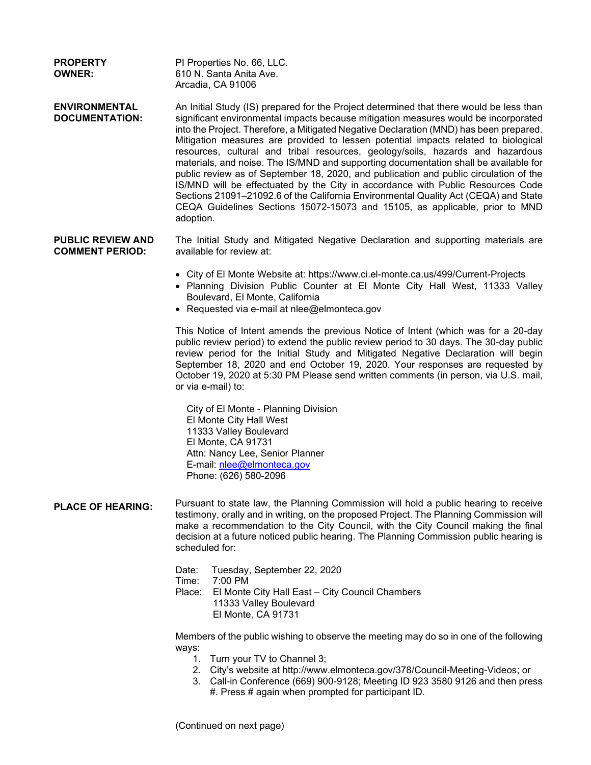**PROPERTY OWNER:**

PI Properties No. 66, LLC.
610 N. Santa Anita Ave.
Arcadia, CA 91006

**ENVIRONMENTAL DOCUMENTATION:**

An Initial Study (IS) prepared for the Project determined that there would be less than significant environmental impacts because mitigation measures would be incorporated into the Project. Therefore, a Mitigated Negative Declaration (MND) has been prepared. Mitigation measures are provided to lessen potential impacts related to biological resources, cultural and tribal resources, geology/soils, hazards and hazardous materials, and noise. The IS/MND and supporting documentation shall be available for public review as of September 18, 2020, and publication and public circulation of the IS/MND will be effectuated by the City in accordance with Public Resources Code Sections 21091–21092.6 of the California Environmental Quality Act (CEQA) and State CEQA Guidelines Sections 15072-15073 and 15105, as applicable, prior to MND adoption.

**PUBLIC REVIEW AND COMMENT PERIOD:**

The Initial Study and Mitigated Negative Declaration and supporting materials are available for review at:

- City of El Monte Website at: https://www.ci.el-monte.ca.us/499/Current-Projects
- Planning Division Public Counter at El Monte City Hall West, 11333 Valley Boulevard, El Monte, California
- Requested via e-mail at nlee@elmonteca.gov

This Notice of Intent amends the previous Notice of Intent (which was for a 20-day public review period) to extend the public review period to 30 days. The 30-day public review period for the Initial Study and Mitigated Negative Declaration will begin September 18, 2020 and end October 19, 2020. Your responses are requested by October 19, 2020 at 5:30 PM Please send written comments (in person, via U.S. mail, or via e-mail) to:

City of El Monte - Planning Division
El Monte City Hall West
11333 Valley Boulevard
El Monte, CA 91731
Attn: Nancy Lee, Senior Planner
E-mail: nlee@elmonteca.gov
Phone: (626) 580-2096

**PLACE OF HEARING:**

Pursuant to state law, the Planning Commission will hold a public hearing to receive testimony, orally and in writing, on the proposed Project. The Planning Commission will make a recommendation to the City Council, with the City Council making the final decision at a future noticed public hearing. The Planning Commission public hearing is scheduled for:

Date: Tuesday, September 22, 2020
Time: 7:00 PM
Place: El Monte City Hall East – City Council Chambers
11333 Valley Boulevard
El Monte, CA 91731

Members of the public wishing to observe the meeting may do so in one of the following ways:

1. Turn your TV to Channel 3;
2. City's website at http://www.elmonteca.gov/378/Council-Meeting-Videos; or
3. Call-in Conference (669) 900-9128; Meeting ID 923 3580 9126 and then press #. Press # again when prompted for participant ID.

(Continued on next page)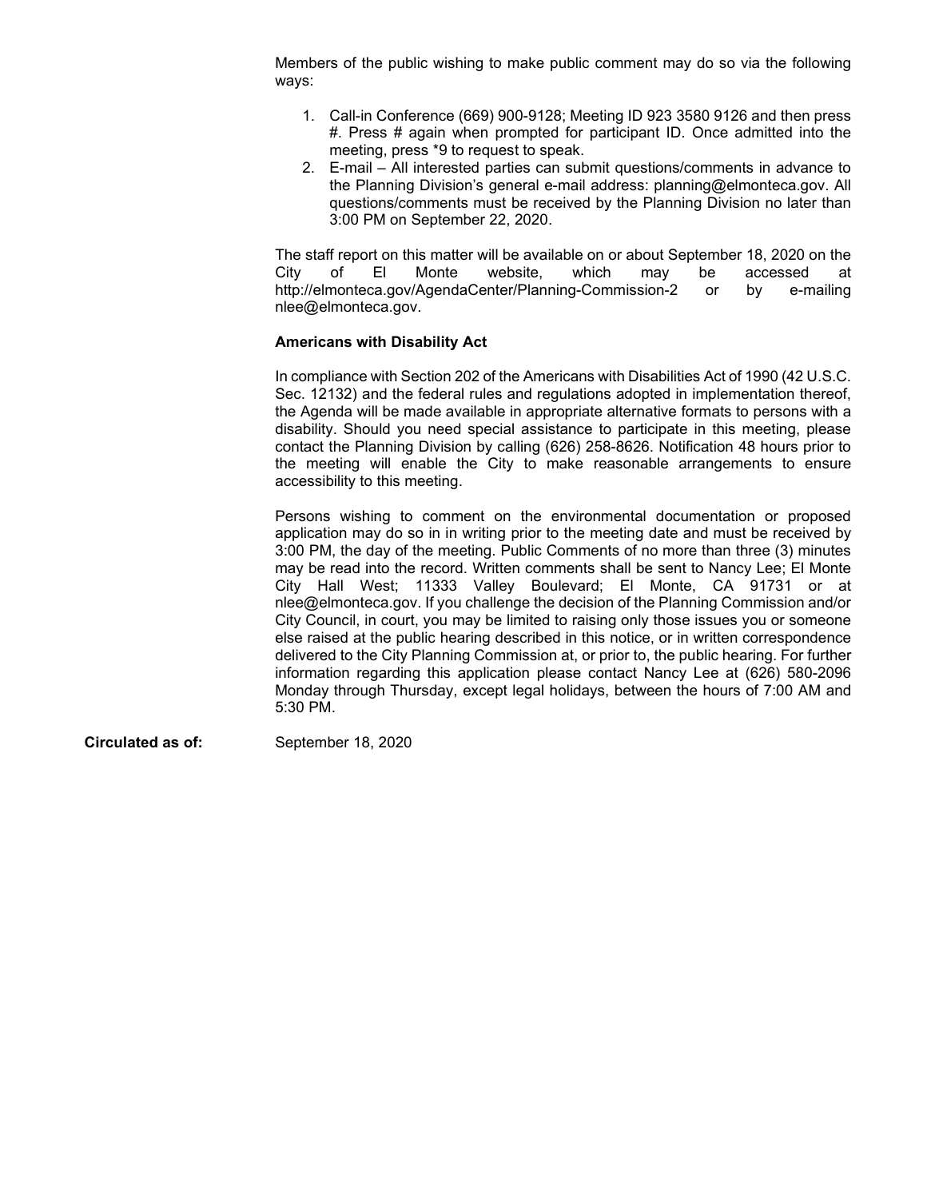Members of the public wishing to make public comment may do so via the following ways:

1. Call-in Conference (669) 900-9128; Meeting ID 923 3580 9126 and then press #. Press # again when prompted for participant ID. Once admitted into the meeting, press *9 to request to speak.
2. E-mail – All interested parties can submit questions/comments in advance to the Planning Division's general e-mail address: planning@elmonteca.gov. All questions/comments must be received by the Planning Division no later than 3:00 PM on September 22, 2020.

The staff report on this matter will be available on or about September 18, 2020 on the City of El Monte website, which may be accessed at http://elmonteca.gov/AgendaCenter/Planning-Commission-2 or by e-mailing nlee@elmonteca.gov.

**Americans with Disability Act**

In compliance with Section 202 of the Americans with Disabilities Act of 1990 (42 U.S.C. Sec. 12132) and the federal rules and regulations adopted in implementation thereof, the Agenda will be made available in appropriate alternative formats to persons with a disability. Should you need special assistance to participate in this meeting, please contact the Planning Division by calling (626) 258-8626. Notification 48 hours prior to the meeting will enable the City to make reasonable arrangements to ensure accessibility to this meeting.

Persons wishing to comment on the environmental documentation or proposed application may do so in in writing prior to the meeting date and must be received by 3:00 PM, the day of the meeting. Public Comments of no more than three (3) minutes may be read into the record. Written comments shall be sent to Nancy Lee; El Monte City Hall West; 11333 Valley Boulevard; El Monte, CA 91731 or at nlee@elmonteca.gov. If you challenge the decision of the Planning Commission and/or City Council, in court, you may be limited to raising only those issues you or someone else raised at the public hearing described in this notice, or in written correspondence delivered to the City Planning Commission at, or prior to, the public hearing. For further information regarding this application please contact Nancy Lee at (626) 580-2096 Monday through Thursday, except legal holidays, between the hours of 7:00 AM and 5:30 PM.

**Circulated as of:** September 18, 2020